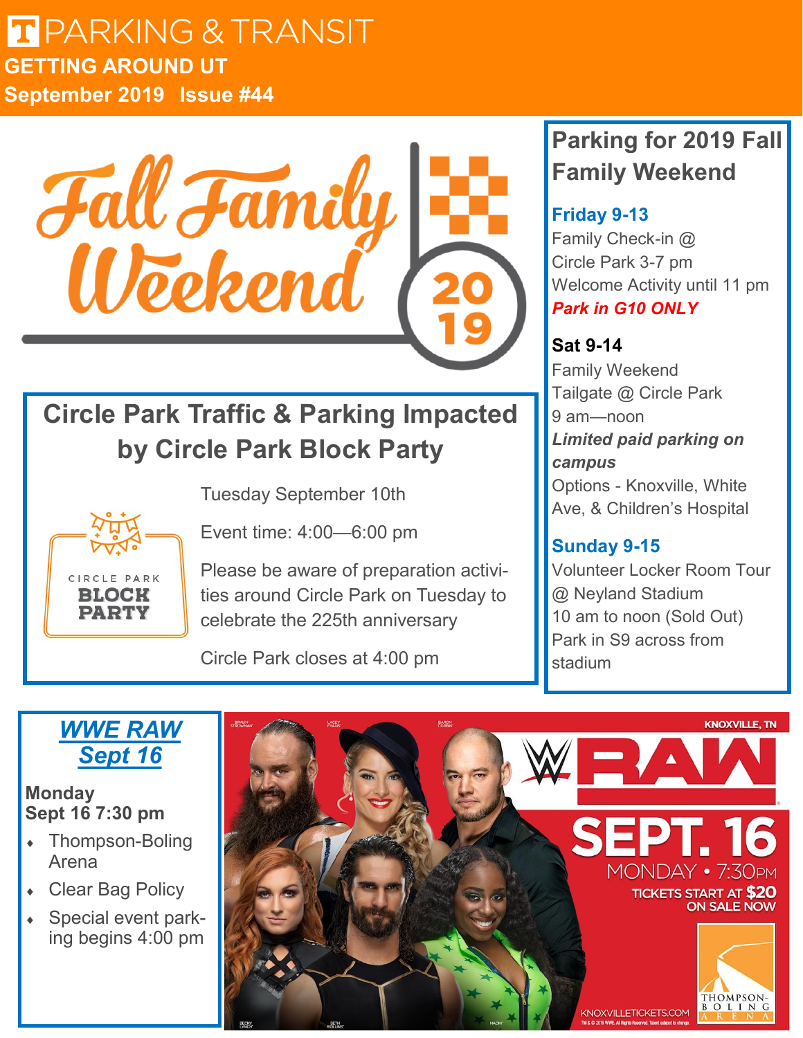# PARKING & TRANSIT

**GETTING AROUND UT**

**September 2019 Issue #44**

## Fall Family Weekend 2019

## Circle Park Traffic & Parking Impacted by Circle Park Block Party

CIRCLE PARK BLOCK PARTY

Tuesday September 10th

Event time: 4:00—6:00 pm

Please be aware of preparation activities around Circle Park on Tuesday to celebrate the 225th anniversary

Circle Park closes at 4:00 pm

## Parking for 2019 Fall Family Weekend

**Friday 9-13**

Family Check-in @ Circle Park 3-7 pm

Welcome Activity until 11 pm

***Park in G10 ONLY***

**Sat 9-14**

Family Weekend Tailgate @ Circle Park 9 am—noon

***Limited paid parking on campus***

Options - Knoxville, White Ave, & Children's Hospital

**Sunday 9-15**

Volunteer Locker Room Tour @ Neyland Stadium

10 am to noon (Sold Out)

Park in S9 across from stadium

## *WWE RAW Sept 16*

**Monday Sept 16 7:30 pm**

- Thompson-Boling Arena
- Clear Bag Policy
- Special event parking begins 4:00 pm

KNOXVILLE, TN

RAW

SEPT. 16

MONDAY • 7:30PM

TICKETS START AT $20 ON SALE NOW

KNOXVILLETICKETS.COM

THOMPSON-BOLING ARENA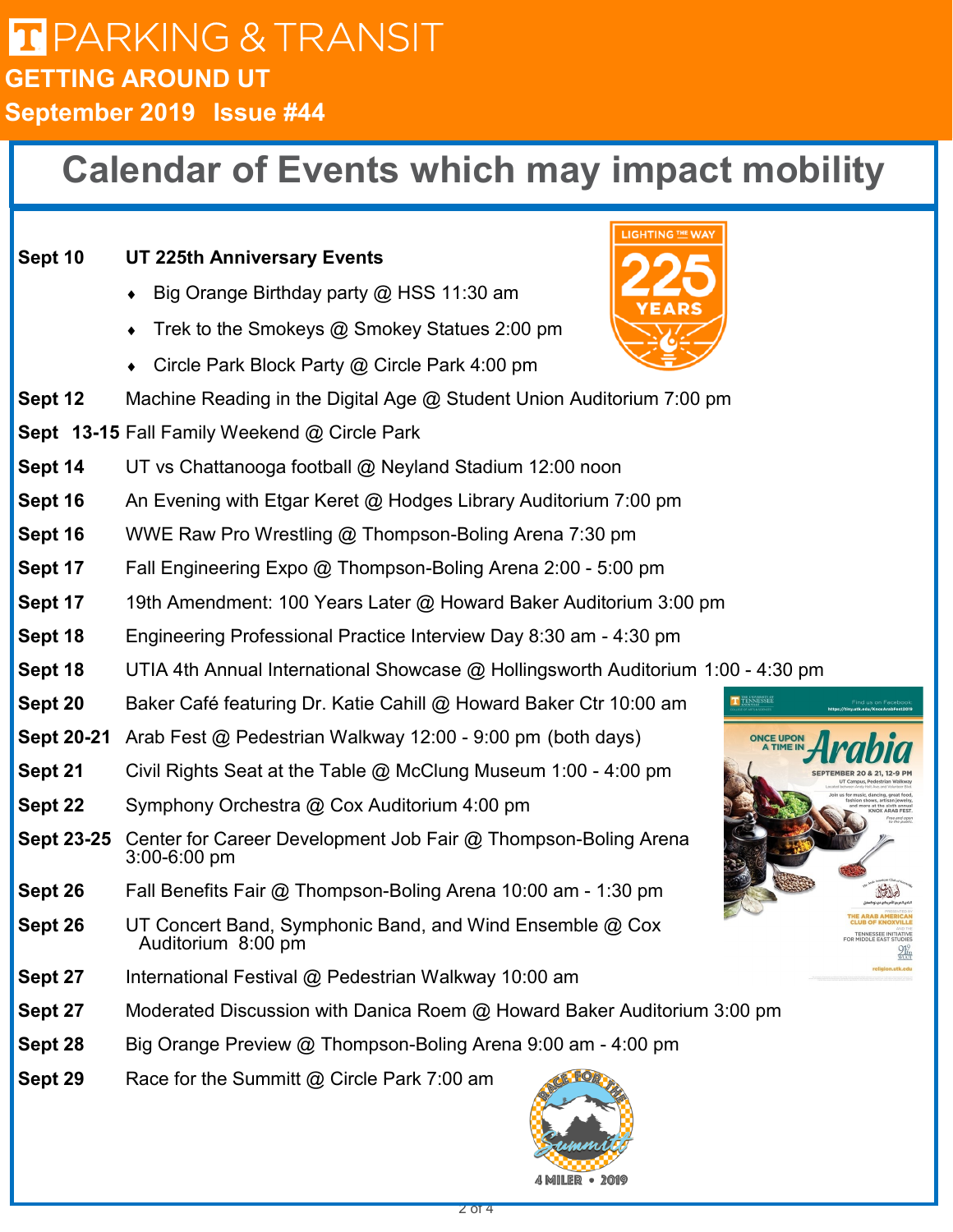# PARKING & TRANSIT

## GETTING AROUND UT

**September 2019 Issue #44**

## Calendar of Events which may impact mobility

**Sept 10** **UT 225th Anniversary Events**

- Big Orange Birthday party @ HSS 11:30 am
- Trek to the Smokeys @ Smokey Statues 2:00 pm
- Circle Park Block Party @ Circle Park 4:00 pm

**Sept 12** Machine Reading in the Digital Age @ Student Union Auditorium 7:00 pm

**Sept 13-15** Fall Family Weekend @ Circle Park

**Sept 14** UT vs Chattanooga football @ Neyland Stadium 12:00 noon

**Sept 16** An Evening with Etgar Keret @ Hodges Library Auditorium 7:00 pm

**Sept 16** WWE Raw Pro Wrestling @ Thompson-Boling Arena 7:30 pm

**Sept 17** Fall Engineering Expo @ Thompson-Boling Arena 2:00 - 5:00 pm

**Sept 17** 19th Amendment: 100 Years Later @ Howard Baker Auditorium 3:00 pm

**Sept 18** Engineering Professional Practice Interview Day 8:30 am - 4:30 pm

**Sept 18** UTIA 4th Annual International Showcase @ Hollingsworth Auditorium 1:00 - 4:30 pm

**Sept 20** Baker Café featuring Dr. Katie Cahill @ Howard Baker Ctr 10:00 am

**Sept 20-21** Arab Fest @ Pedestrian Walkway 12:00 - 9:00 pm (both days)

**Sept 21** Civil Rights Seat at the Table @ McClung Museum 1:00 - 4:00 pm

**Sept 22** Symphony Orchestra @ Cox Auditorium 4:00 pm

**Sept 23-25** Center for Career Development Job Fair @ Thompson-Boling Arena 3:00-6:00 pm

**Sept 26** Fall Benefits Fair @ Thompson-Boling Arena 10:00 am - 1:30 pm

**Sept 26** UT Concert Band, Symphonic Band, and Wind Ensemble @ Cox Auditorium 8:00 pm

**Sept 27** International Festival @ Pedestrian Walkway 10:00 am

**Sept 27** Moderated Discussion with Danica Roem @ Howard Baker Auditorium 3:00 pm

**Sept 28** Big Orange Preview @ Thompson-Boling Arena 9:00 am - 4:00 pm

**Sept 29** Race for the Summitt @ Circle Park 7:00 am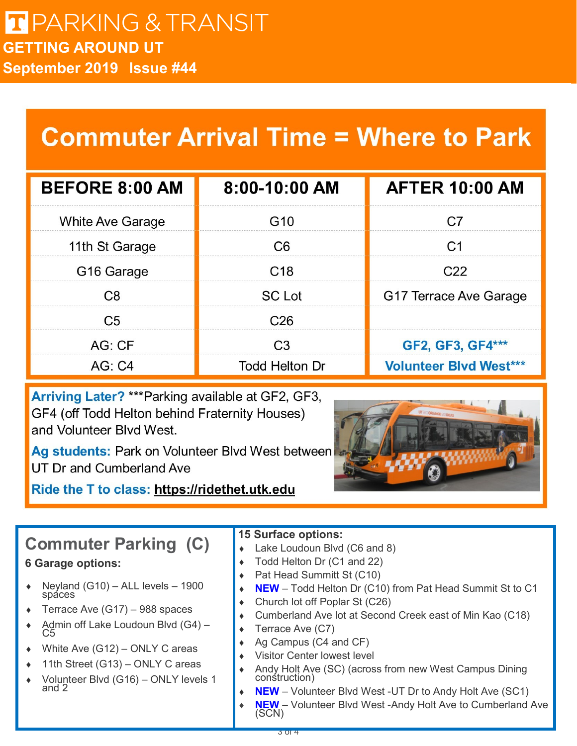# PARKING & TRANSIT

**GETTING AROUND UT**

**September 2019 Issue #44**

## Commuter Arrival Time = Where to Park

| BEFORE 8:00 AM | 8:00-10:00 AM | AFTER 10:00 AM |
|---|---|---|
| White Ave Garage | G10 | C7 |
| 11th St Garage | C6 | C1 |
| G16 Garage | C18 | C22 |
| C8 | SC Lot | G17 Terrace Ave Garage |
| C5 | C26 | |
| AG: CF | C3 | **GF2, GF3, GF4*** ** |
| AG: C4 | Todd Helton Dr | **Volunteer Blvd West*** ** |

**Arriving Later?** ***Parking available at GF2, GF3, GF4 (off Todd Helton behind Fraternity Houses) and Volunteer Blvd West.

**Ag students:** Park on Volunteer Blvd West between UT Dr and Cumberland Ave

**Ride the T to class:** **https://ridethet.utk.edu**

## Commuter Parking (C)

**6 Garage options:**

- Neyland (G10) – ALL levels – 1900 spaces
- Terrace Ave (G17) – 988 spaces
- Admin off Lake Loudoun Blvd (G4) – C5
- White Ave (G12) – ONLY C areas
- 11th Street (G13) – ONLY C areas
- Volunteer Blvd (G16) – ONLY levels 1 and 2

**15 Surface options:**

- Lake Loudoun Blvd (C6 and 8)
- Todd Helton Dr (C1 and 22)
- Pat Head Summitt St (C10)
- **NEW** – Todd Helton Dr (C10) from Pat Head Summitt St to C1
- Church lot off Poplar St (C26)
- Cumberland Ave lot at Second Creek east of Min Kao (C18)
- Terrace Ave (C7)
- Ag Campus (C4 and CF)
- Visitor Center lowest level
- Andy Holt Ave (SC) (across from new West Campus Dining construction)
- **NEW** – Volunteer Blvd West -UT Dr to Andy Holt Ave (SC1)
- **NEW** – Volunteer Blvd West -Andy Holt Ave to Cumberland Ave (SCN)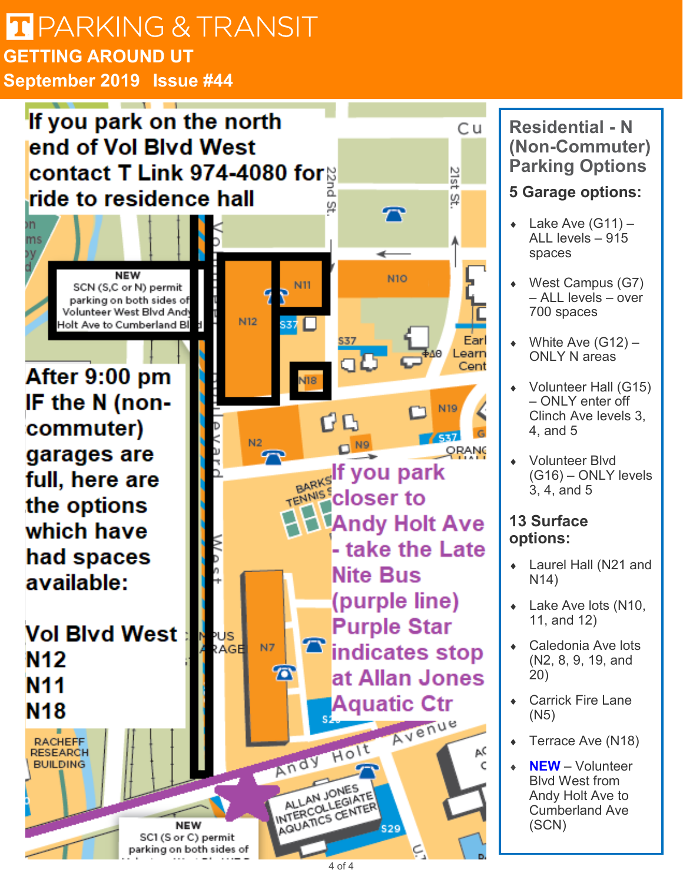# PARKING & TRANSIT

## GETTING AROUND UT

**September 2019 Issue #44**

**If you park on the north end of Vol Blvd West contact T Link 974-4080 for ride to residence hall**

NEW
SCN (S,C or N) permit parking on both sides of Volunteer West Blvd Andy Holt Ave to Cumberland Blvd

**After 9:00 pm IF the N (non-commuter) garages are full, here are the options which have had spaces available:**

**Vol Blvd West**
**N12**
**N11**
**N18**

**If you park closer to Andy Holt Ave - take the Late Nite Bus (purple line) Purple Star indicates stop at Allan Jones Aquatic Ctr**

NEW
SCI (S or C) permit parking on both sides of

## Residential - N (Non-Commuter) Parking Options

### 5 Garage options:

- Lake Ave (G11) – ALL levels – 915 spaces
- West Campus (G7) – ALL levels – over 700 spaces
- White Ave (G12) – ONLY N areas
- Volunteer Hall (G15) – ONLY enter off Clinch Ave levels 3, 4, and 5
- Volunteer Blvd (G16) – ONLY levels 3, 4, and 5

### 13 Surface options:

- Laurel Hall (N21 and N14)
- Lake Ave lots (N10, 11, and 12)
- Caledonia Ave lots (N2, 8, 9, 19, and 20)
- Carrick Fire Lane (N5)
- Terrace Ave (N18)
- **NEW** – Volunteer Blvd West from Andy Holt Ave to Cumberland Ave (SCN)